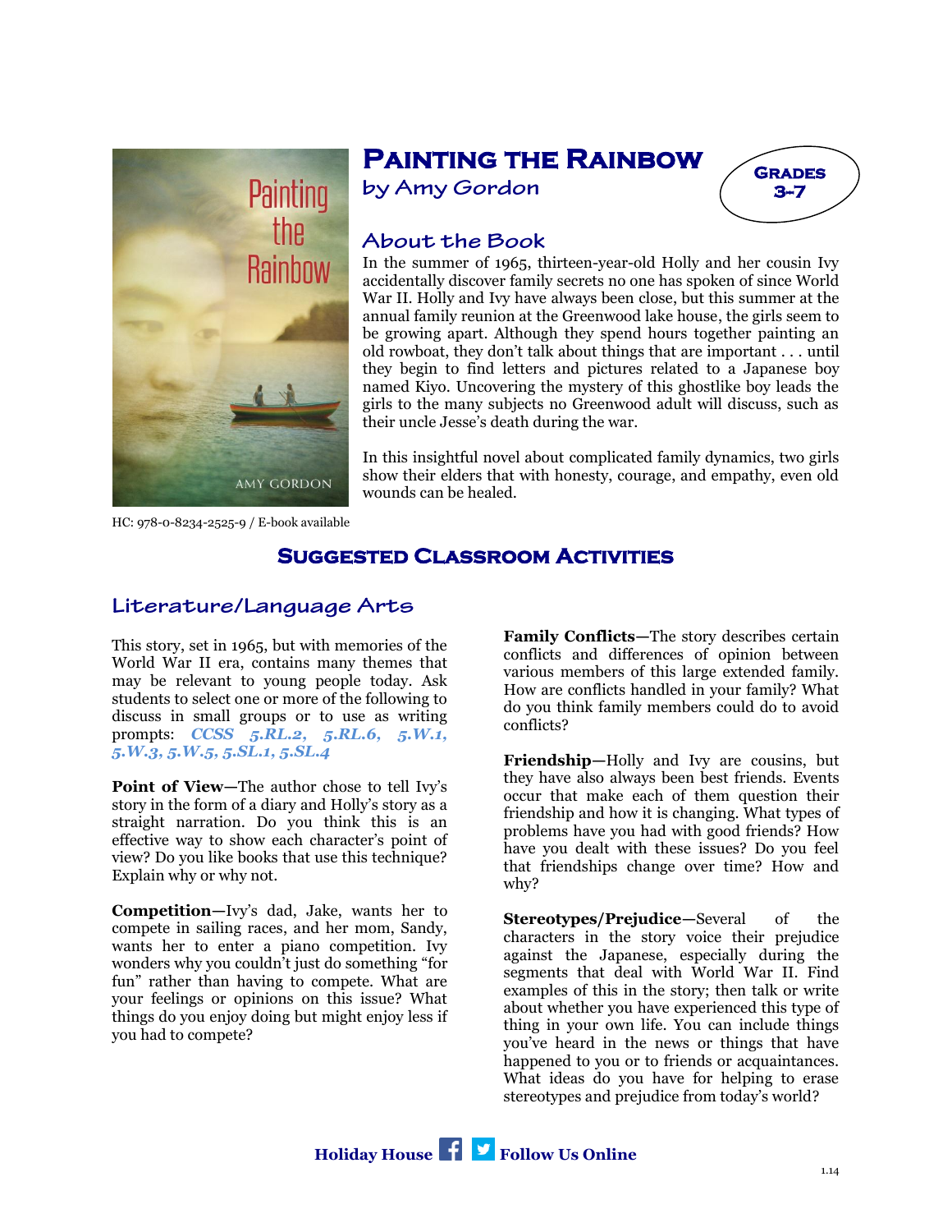# Painting the Rainbow

by Amy Gordon

**Grades 3–7**

## About the Book

In the summer of 1965, thirteen-year-old Holly and her cousin Ivy accidentally discover family secrets no one has spoken of since World War II. Holly and Ivy have always been close, but this summer at the annual family reunion at the Greenwood lake house, the girls seem to be growing apart. Although they spend hours together painting an old rowboat, they don't talk about things that are important . . . until they begin to find letters and pictures related to a Japanese boy named Kiyo. Uncovering the mystery of this ghostlike boy leads the girls to the many subjects no Greenwood adult will discuss, such as their uncle Jesse's death during the war.

In this insightful novel about complicated family dynamics, two girls show their elders that with honesty, courage, and empathy, even old wounds can be healed.

HC: 978-0-8234-2525-9 / E-book available

## Suggested Classroom Activities

### Literature/Language Arts

This story, set in 1965, but with memories of the World War II era, contains many themes that may be relevant to young people today. Ask students to select one or more of the following to discuss in small groups or to use as writing prompts: ***CCSS 5.RL.2, 5.RL.6, 5.W.1, 5.W.3, 5.W.5, 5.SL.1, 5.SL.4***

**Point of View**—The author chose to tell Ivy's story in the form of a diary and Holly's story as a straight narration. Do you think this is an effective way to show each character's point of view? Do you like books that use this technique? Explain why or why not.

**Competition**—Ivy's dad, Jake, wants her to compete in sailing races, and her mom, Sandy, wants her to enter a piano competition. Ivy wonders why you couldn't just do something "for fun" rather than having to compete. What are your feelings or opinions on this issue? What things do you enjoy doing but might enjoy less if you had to compete?

**Family Conflicts**—The story describes certain conflicts and differences of opinion between various members of this large extended family. How are conflicts handled in your family? What do you think family members could do to avoid conflicts?

**Friendship**—Holly and Ivy are cousins, but they have also always been best friends. Events occur that make each of them question their friendship and how it is changing. What types of problems have you had with good friends? How have you dealt with these issues? Do you feel that friendships change over time? How and why?

**Stereotypes/Prejudice**—Several of the characters in the story voice their prejudice against the Japanese, especially during the segments that deal with World War II. Find examples of this in the story; then talk or write about whether you have experienced this type of thing in your own life. You can include things you've heard in the news or things that have happened to you or to friends or acquaintances. What ideas do you have for helping to erase stereotypes and prejudice from today's world?

**Holiday House** Follow Us Online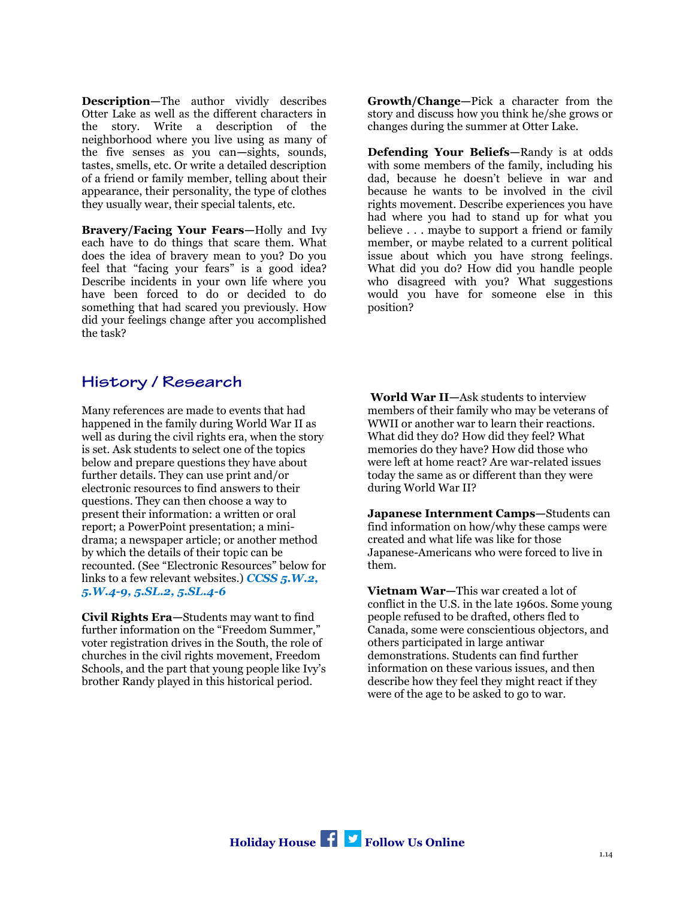**Description**—The author vividly describes Otter Lake as well as the different characters in the story. Write a description of the neighborhood where you live using as many of the five senses as you can—sights, sounds, tastes, smells, etc. Or write a detailed description of a friend or family member, telling about their appearance, their personality, the type of clothes they usually wear, their special talents, etc.

**Bravery/Facing Your Fears**—Holly and Ivy each have to do things that scare them. What does the idea of bravery mean to you? Do you feel that "facing your fears" is a good idea? Describe incidents in your own life where you have been forced to do or decided to do something that had scared you previously. How did your feelings change after you accomplished the task?

**Growth/Change**—Pick a character from the story and discuss how you think he/she grows or changes during the summer at Otter Lake.

**Defending Your Beliefs**—Randy is at odds with some members of the family, including his dad, because he doesn't believe in war and because he wants to be involved in the civil rights movement. Describe experiences you have had where you had to stand up for what you believe . . . maybe to support a friend or family member, or maybe related to a current political issue about which you have strong feelings. What did you do? How did you handle people who disagreed with you? What suggestions would you have for someone else in this position?

## History / Research

Many references are made to events that had happened in the family during World War II as well as during the civil rights era, when the story is set. Ask students to select one of the topics below and prepare questions they have about further details. They can use print and/or electronic resources to find answers to their questions. They can then choose a way to present their information: a written or oral report; a PowerPoint presentation; a mini-drama; a newspaper article; or another method by which the details of their topic can be recounted. (See "Electronic Resources" below for links to a few relevant websites.) ***CCSS 5.W.2, 5.W.4-9, 5.SL.2, 5.SL.4-6***

**Civil Rights Era**—Students may want to find further information on the "Freedom Summer," voter registration drives in the South, the role of churches in the civil rights movement, Freedom Schools, and the part that young people like Ivy's brother Randy played in this historical period.

**World War II**—Ask students to interview members of their family who may be veterans of WWII or another war to learn their reactions. What did they do? How did they feel? What memories do they have? How did those who were left at home react? Are war-related issues today the same as or different than they were during World War II?

**Japanese Internment Camps**—Students can find information on how/why these camps were created and what life was like for those Japanese-Americans who were forced to live in them.

**Vietnam War**—This war created a lot of conflict in the U.S. in the late 1960s. Some young people refused to be drafted, others fled to Canada, some were conscientious objectors, and others participated in large antiwar demonstrations. Students can find further information on these various issues, and then describe how they feel they might react if they were of the age to be asked to go to war.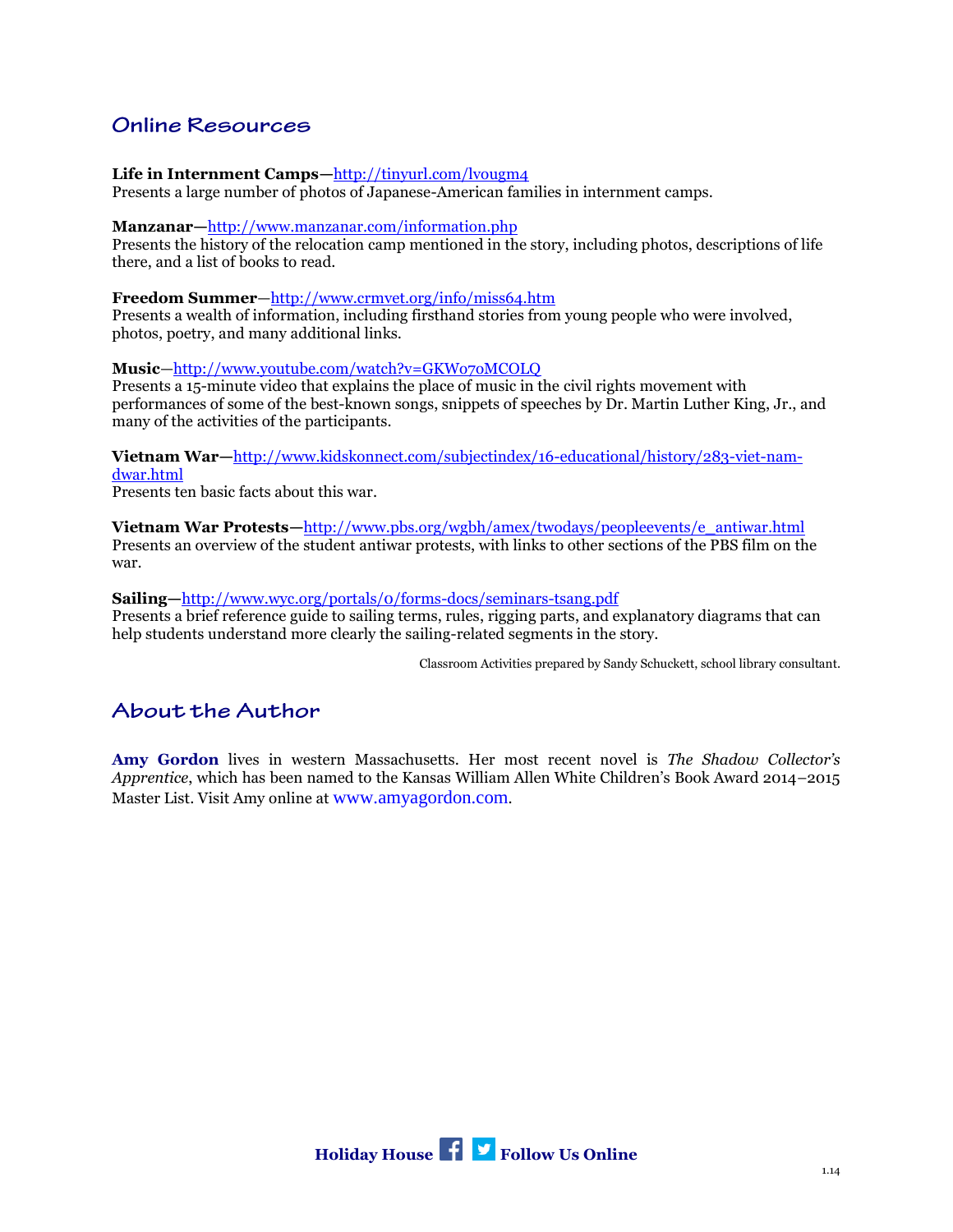## Online Resources

**Life in Internment Camps**—http://tinyurl.com/lvougm4
Presents a large number of photos of Japanese-American families in internment camps.

**Manzanar**—http://www.manzanar.com/information.php
Presents the history of the relocation camp mentioned in the story, including photos, descriptions of life there, and a list of books to read.

**Freedom Summer**—http://www.crmvet.org/info/miss64.htm
Presents a wealth of information, including firsthand stories from young people who were involved, photos, poetry, and many additional links.

**Music**—http://www.youtube.com/watch?v=GKW07oMCOLQ
Presents a 15-minute video that explains the place of music in the civil rights movement with performances of some of the best-known songs, snippets of speeches by Dr. Martin Luther King, Jr., and many of the activities of the participants.

**Vietnam War**—http://www.kidskonnect.com/subjectindex/16-educational/history/283-viet-nam-dwar.html
Presents ten basic facts about this war.

**Vietnam War Protests**—http://www.pbs.org/wgbh/amex/twodays/peopleevents/e_antiwar.html
Presents an overview of the student antiwar protests, with links to other sections of the PBS film on the war.

**Sailing**—http://www.wyc.org/portals/0/forms-docs/seminars-tsang.pdf
Presents a brief reference guide to sailing terms, rules, rigging parts, and explanatory diagrams that can help students understand more clearly the sailing-related segments in the story.

Classroom Activities prepared by Sandy Schuckett, school library consultant.

## About the Author

**Amy Gordon** lives in western Massachusetts. Her most recent novel is *The Shadow Collector's Apprentice*, which has been named to the Kansas William Allen White Children's Book Award 2014–2015 Master List. Visit Amy online at www.amyagordon.com.

**Holiday House** **Follow Us Online**

1.14